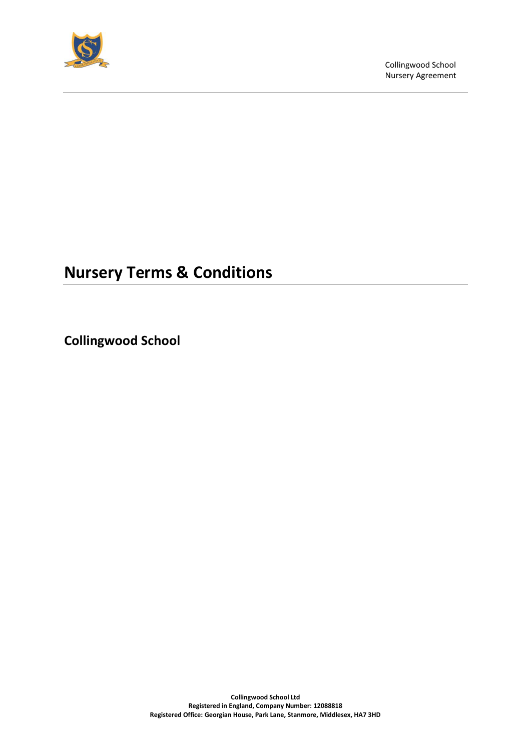# Nursery Terms & Conditions

## Collingwood School

**Collingwood School Ltd**
**Registered in England, Company Number: 12088818**
**Registered Office: Georgian House, Park Lane, Stanmore, Middlesex, HA7 3HD**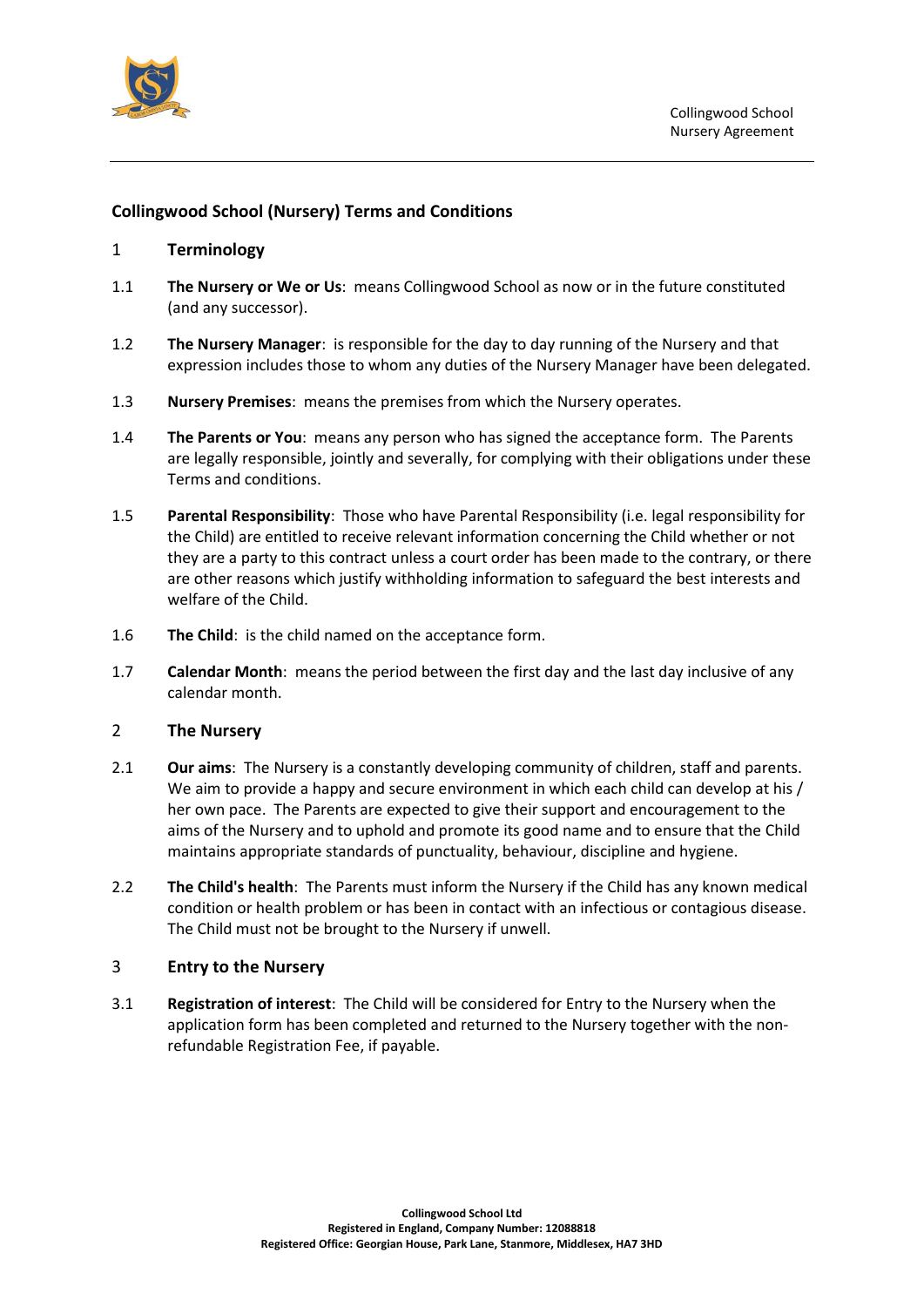## Collingwood School (Nursery) Terms and Conditions

### 1 Terminology

1.1 **The Nursery or We or Us**: means Collingwood School as now or in the future constituted (and any successor).

1.2 **The Nursery Manager**: is responsible for the day to day running of the Nursery and that expression includes those to whom any duties of the Nursery Manager have been delegated.

1.3 **Nursery Premises**: means the premises from which the Nursery operates.

1.4 **The Parents or You**: means any person who has signed the acceptance form. The Parents are legally responsible, jointly and severally, for complying with their obligations under these Terms and conditions.

1.5 **Parental Responsibility**: Those who have Parental Responsibility (i.e. legal responsibility for the Child) are entitled to receive relevant information concerning the Child whether or not they are a party to this contract unless a court order has been made to the contrary, or there are other reasons which justify withholding information to safeguard the best interests and welfare of the Child.

1.6 **The Child**: is the child named on the acceptance form.

1.7 **Calendar Month**: means the period between the first day and the last day inclusive of any calendar month.

### 2 The Nursery

2.1 **Our aims**: The Nursery is a constantly developing community of children, staff and parents. We aim to provide a happy and secure environment in which each child can develop at his / her own pace. The Parents are expected to give their support and encouragement to the aims of the Nursery and to uphold and promote its good name and to ensure that the Child maintains appropriate standards of punctuality, behaviour, discipline and hygiene.

2.2 **The Child's health**: The Parents must inform the Nursery if the Child has any known medical condition or health problem or has been in contact with an infectious or contagious disease. The Child must not be brought to the Nursery if unwell.

### 3 Entry to the Nursery

3.1 **Registration of interest**: The Child will be considered for Entry to the Nursery when the application form has been completed and returned to the Nursery together with the non-refundable Registration Fee, if payable.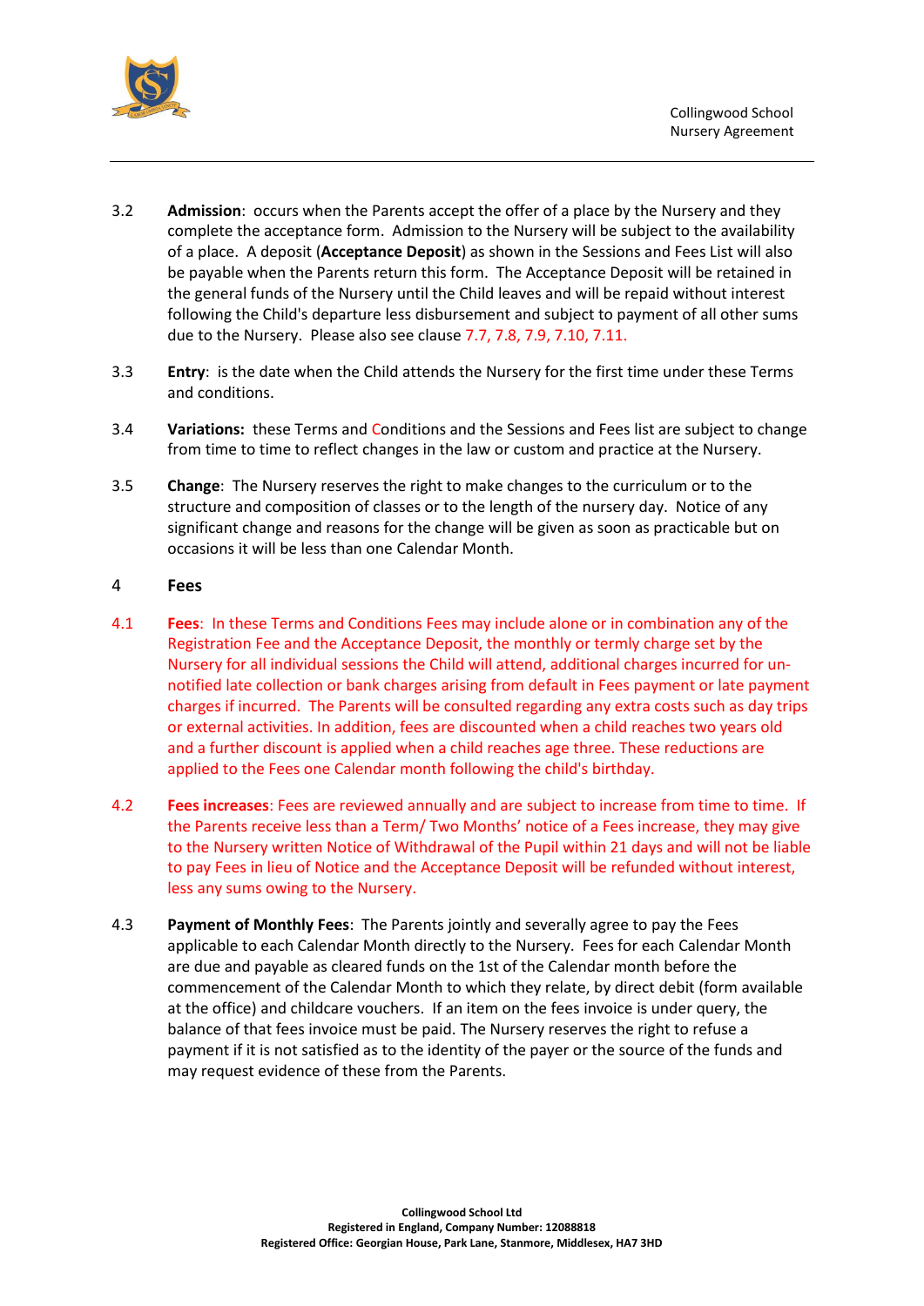3.2 **Admission**: occurs when the Parents accept the offer of a place by the Nursery and they complete the acceptance form. Admission to the Nursery will be subject to the availability of a place. A deposit (**Acceptance Deposit**) as shown in the Sessions and Fees List will also be payable when the Parents return this form. The Acceptance Deposit will be retained in the general funds of the Nursery until the Child leaves and will be repaid without interest following the Child's departure less disbursement and subject to payment of all other sums due to the Nursery. Please also see clause 7.7, 7.8, 7.9, 7.10, 7.11.

3.3 **Entry**: is the date when the Child attends the Nursery for the first time under these Terms and conditions.

3.4 **Variations:** these Terms and Conditions and the Sessions and Fees list are subject to change from time to time to reflect changes in the law or custom and practice at the Nursery.

3.5 **Change**: The Nursery reserves the right to make changes to the curriculum or to the structure and composition of classes or to the length of the nursery day. Notice of any significant change and reasons for the change will be given as soon as practicable but on occasions it will be less than one Calendar Month.

## 4 Fees

4.1 **Fees**: In these Terms and Conditions Fees may include alone or in combination any of the Registration Fee and the Acceptance Deposit, the monthly or termly charge set by the Nursery for all individual sessions the Child will attend, additional charges incurred for un-notified late collection or bank charges arising from default in Fees payment or late payment charges if incurred. The Parents will be consulted regarding any extra costs such as day trips or external activities. In addition, fees are discounted when a child reaches two years old and a further discount is applied when a child reaches age three. These reductions are applied to the Fees one Calendar month following the child's birthday.

4.2 **Fees increases**: Fees are reviewed annually and are subject to increase from time to time. If the Parents receive less than a Term/ Two Months' notice of a Fees increase, they may give to the Nursery written Notice of Withdrawal of the Pupil within 21 days and will not be liable to pay Fees in lieu of Notice and the Acceptance Deposit will be refunded without interest, less any sums owing to the Nursery.

4.3 **Payment of Monthly Fees**: The Parents jointly and severally agree to pay the Fees applicable to each Calendar Month directly to the Nursery. Fees for each Calendar Month are due and payable as cleared funds on the 1st of the Calendar month before the commencement of the Calendar Month to which they relate, by direct debit (form available at the office) and childcare vouchers. If an item on the fees invoice is under query, the balance of that fees invoice must be paid. The Nursery reserves the right to refuse a payment if it is not satisfied as to the identity of the payer or the source of the funds and may request evidence of these from the Parents.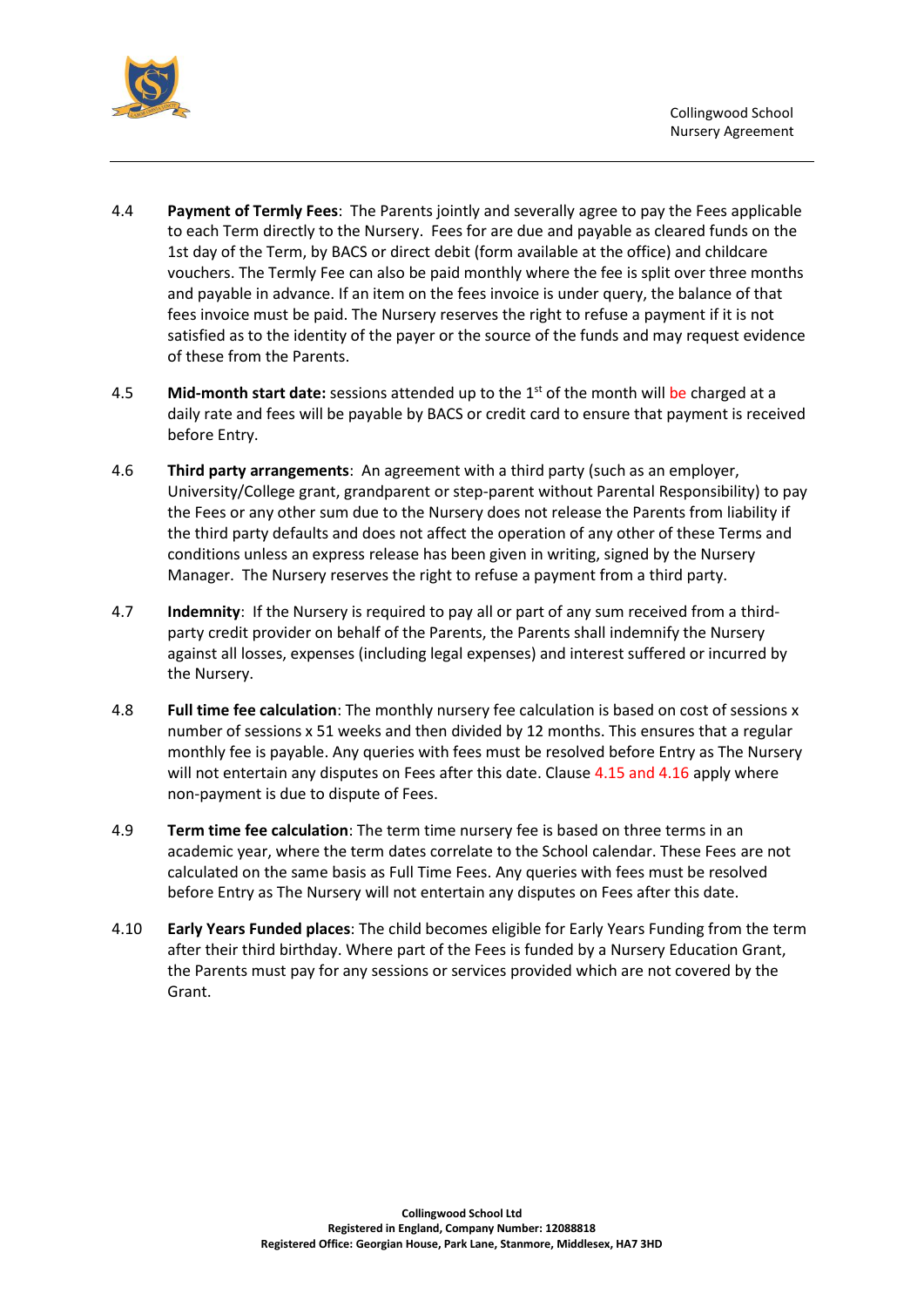4.4 **Payment of Termly Fees**: The Parents jointly and severally agree to pay the Fees applicable to each Term directly to the Nursery. Fees for are due and payable as cleared funds on the 1st day of the Term, by BACS or direct debit (form available at the office) and childcare vouchers. The Termly Fee can also be paid monthly where the fee is split over three months and payable in advance. If an item on the fees invoice is under query, the balance of that fees invoice must be paid. The Nursery reserves the right to refuse a payment if it is not satisfied as to the identity of the payer or the source of the funds and may request evidence of these from the Parents.

4.5 **Mid-month start date:** sessions attended up to the 1st of the month will be charged at a daily rate and fees will be payable by BACS or credit card to ensure that payment is received before Entry.

4.6 **Third party arrangements**: An agreement with a third party (such as an employer, University/College grant, grandparent or step-parent without Parental Responsibility) to pay the Fees or any other sum due to the Nursery does not release the Parents from liability if the third party defaults and does not affect the operation of any other of these Terms and conditions unless an express release has been given in writing, signed by the Nursery Manager. The Nursery reserves the right to refuse a payment from a third party.

4.7 **Indemnity**: If the Nursery is required to pay all or part of any sum received from a third-party credit provider on behalf of the Parents, the Parents shall indemnify the Nursery against all losses, expenses (including legal expenses) and interest suffered or incurred by the Nursery.

4.8 **Full time fee calculation**: The monthly nursery fee calculation is based on cost of sessions x number of sessions x 51 weeks and then divided by 12 months. This ensures that a regular monthly fee is payable. Any queries with fees must be resolved before Entry as The Nursery will not entertain any disputes on Fees after this date. Clause 4.15 and 4.16 apply where non-payment is due to dispute of Fees.

4.9 **Term time fee calculation**: The term time nursery fee is based on three terms in an academic year, where the term dates correlate to the School calendar. These Fees are not calculated on the same basis as Full Time Fees. Any queries with fees must be resolved before Entry as The Nursery will not entertain any disputes on Fees after this date.

4.10 **Early Years Funded places**: The child becomes eligible for Early Years Funding from the term after their third birthday. Where part of the Fees is funded by a Nursery Education Grant, the Parents must pay for any sessions or services provided which are not covered by the Grant.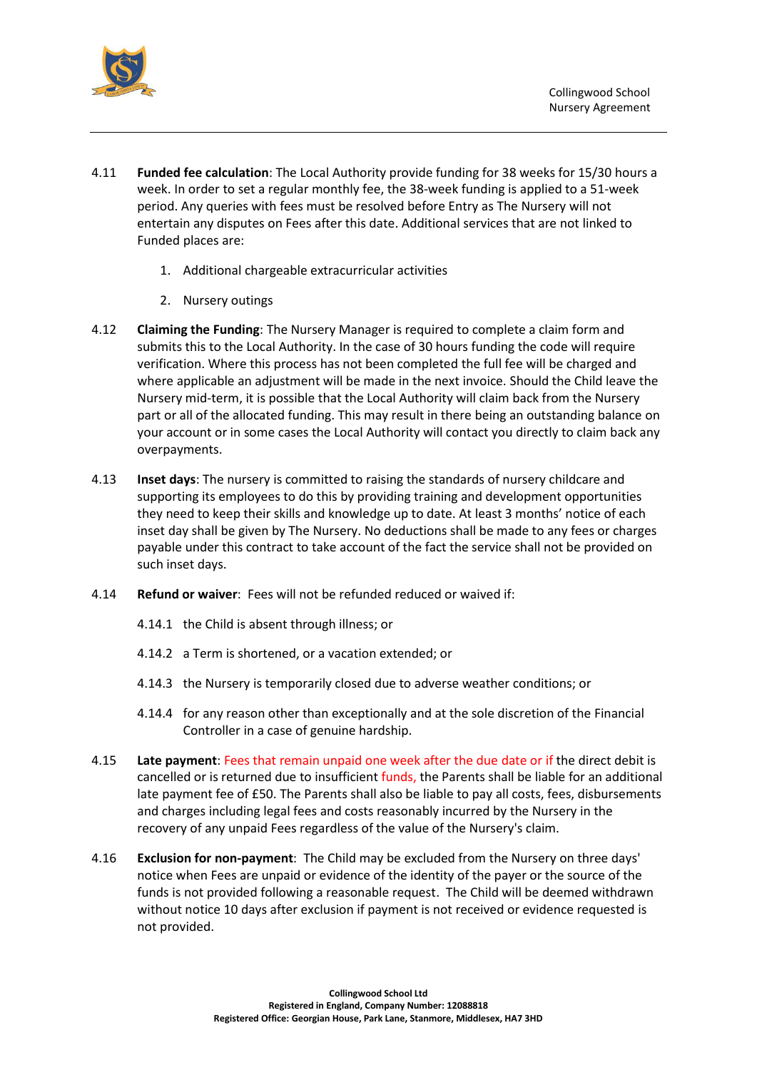4.11 **Funded fee calculation**: The Local Authority provide funding for 38 weeks for 15/30 hours a week. In order to set a regular monthly fee, the 38-week funding is applied to a 51-week period. Any queries with fees must be resolved before Entry as The Nursery will not entertain any disputes on Fees after this date. Additional services that are not linked to Funded places are:

1. Additional chargeable extracurricular activities
2. Nursery outings

4.12 **Claiming the Funding**: The Nursery Manager is required to complete a claim form and submits this to the Local Authority. In the case of 30 hours funding the code will require verification. Where this process has not been completed the full fee will be charged and where applicable an adjustment will be made in the next invoice. Should the Child leave the Nursery mid-term, it is possible that the Local Authority will claim back from the Nursery part or all of the allocated funding. This may result in there being an outstanding balance on your account or in some cases the Local Authority will contact you directly to claim back any overpayments.

4.13 **Inset days**: The nursery is committed to raising the standards of nursery childcare and supporting its employees to do this by providing training and development opportunities they need to keep their skills and knowledge up to date. At least 3 months' notice of each inset day shall be given by The Nursery. No deductions shall be made to any fees or charges payable under this contract to take account of the fact the service shall not be provided on such inset days.

4.14 **Refund or waiver**: Fees will not be refunded reduced or waived if:

4.14.1 the Child is absent through illness; or

4.14.2 a Term is shortened, or a vacation extended; or

4.14.3 the Nursery is temporarily closed due to adverse weather conditions; or

4.14.4 for any reason other than exceptionally and at the sole discretion of the Financial Controller in a case of genuine hardship.

4.15 **Late payment**: Fees that remain unpaid one week after the due date or if the direct debit is cancelled or is returned due to insufficient funds, the Parents shall be liable for an additional late payment fee of £50. The Parents shall also be liable to pay all costs, fees, disbursements and charges including legal fees and costs reasonably incurred by the Nursery in the recovery of any unpaid Fees regardless of the value of the Nursery's claim.

4.16 **Exclusion for non-payment**: The Child may be excluded from the Nursery on three days' notice when Fees are unpaid or evidence of the identity of the payer or the source of the funds is not provided following a reasonable request. The Child will be deemed withdrawn without notice 10 days after exclusion if payment is not received or evidence requested is not provided.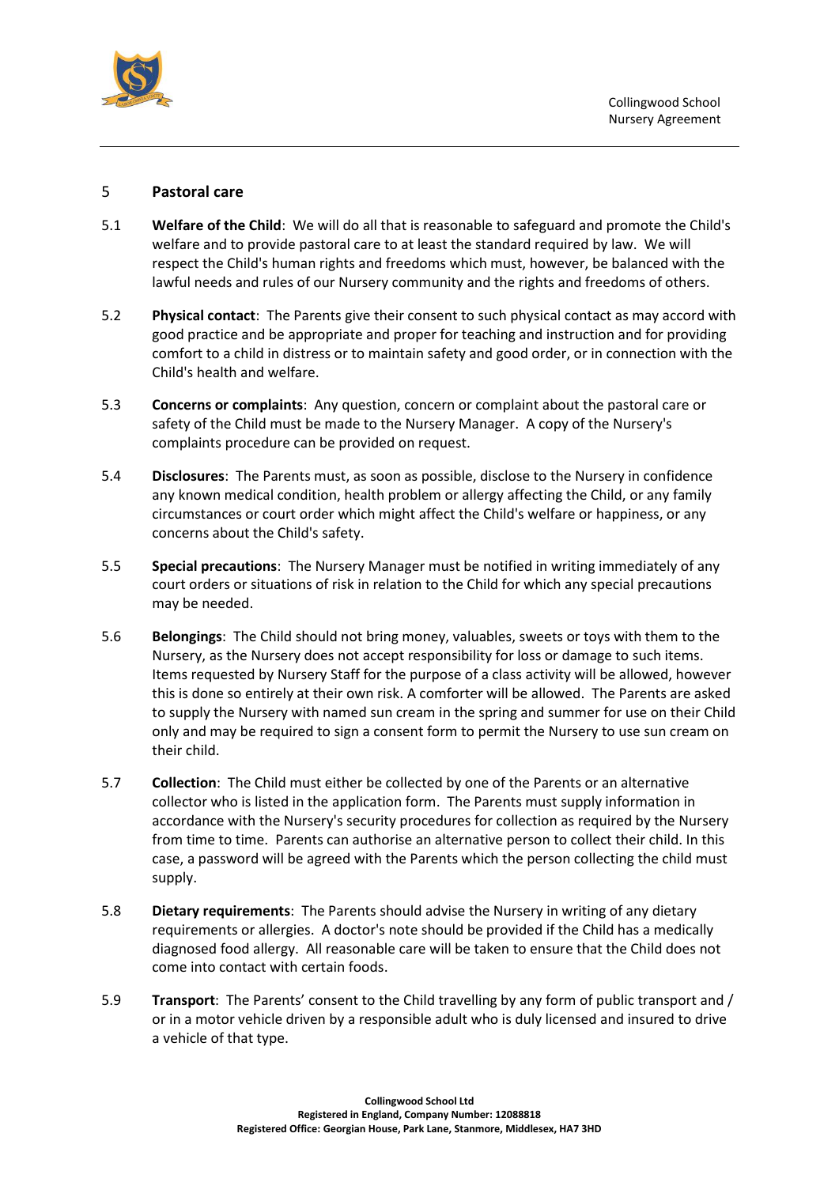## 5 Pastoral care

5.1 **Welfare of the Child**: We will do all that is reasonable to safeguard and promote the Child's welfare and to provide pastoral care to at least the standard required by law. We will respect the Child's human rights and freedoms which must, however, be balanced with the lawful needs and rules of our Nursery community and the rights and freedoms of others.

5.2 **Physical contact**: The Parents give their consent to such physical contact as may accord with good practice and be appropriate and proper for teaching and instruction and for providing comfort to a child in distress or to maintain safety and good order, or in connection with the Child's health and welfare.

5.3 **Concerns or complaints**: Any question, concern or complaint about the pastoral care or safety of the Child must be made to the Nursery Manager. A copy of the Nursery's complaints procedure can be provided on request.

5.4 **Disclosures**: The Parents must, as soon as possible, disclose to the Nursery in confidence any known medical condition, health problem or allergy affecting the Child, or any family circumstances or court order which might affect the Child's welfare or happiness, or any concerns about the Child's safety.

5.5 **Special precautions**: The Nursery Manager must be notified in writing immediately of any court orders or situations of risk in relation to the Child for which any special precautions may be needed.

5.6 **Belongings**: The Child should not bring money, valuables, sweets or toys with them to the Nursery, as the Nursery does not accept responsibility for loss or damage to such items. Items requested by Nursery Staff for the purpose of a class activity will be allowed, however this is done so entirely at their own risk. A comforter will be allowed. The Parents are asked to supply the Nursery with named sun cream in the spring and summer for use on their Child only and may be required to sign a consent form to permit the Nursery to use sun cream on their child.

5.7 **Collection**: The Child must either be collected by one of the Parents or an alternative collector who is listed in the application form. The Parents must supply information in accordance with the Nursery's security procedures for collection as required by the Nursery from time to time. Parents can authorise an alternative person to collect their child. In this case, a password will be agreed with the Parents which the person collecting the child must supply.

5.8 **Dietary requirements**: The Parents should advise the Nursery in writing of any dietary requirements or allergies. A doctor's note should be provided if the Child has a medically diagnosed food allergy. All reasonable care will be taken to ensure that the Child does not come into contact with certain foods.

5.9 **Transport**: The Parents' consent to the Child travelling by any form of public transport and / or in a motor vehicle driven by a responsible adult who is duly licensed and insured to drive a vehicle of that type.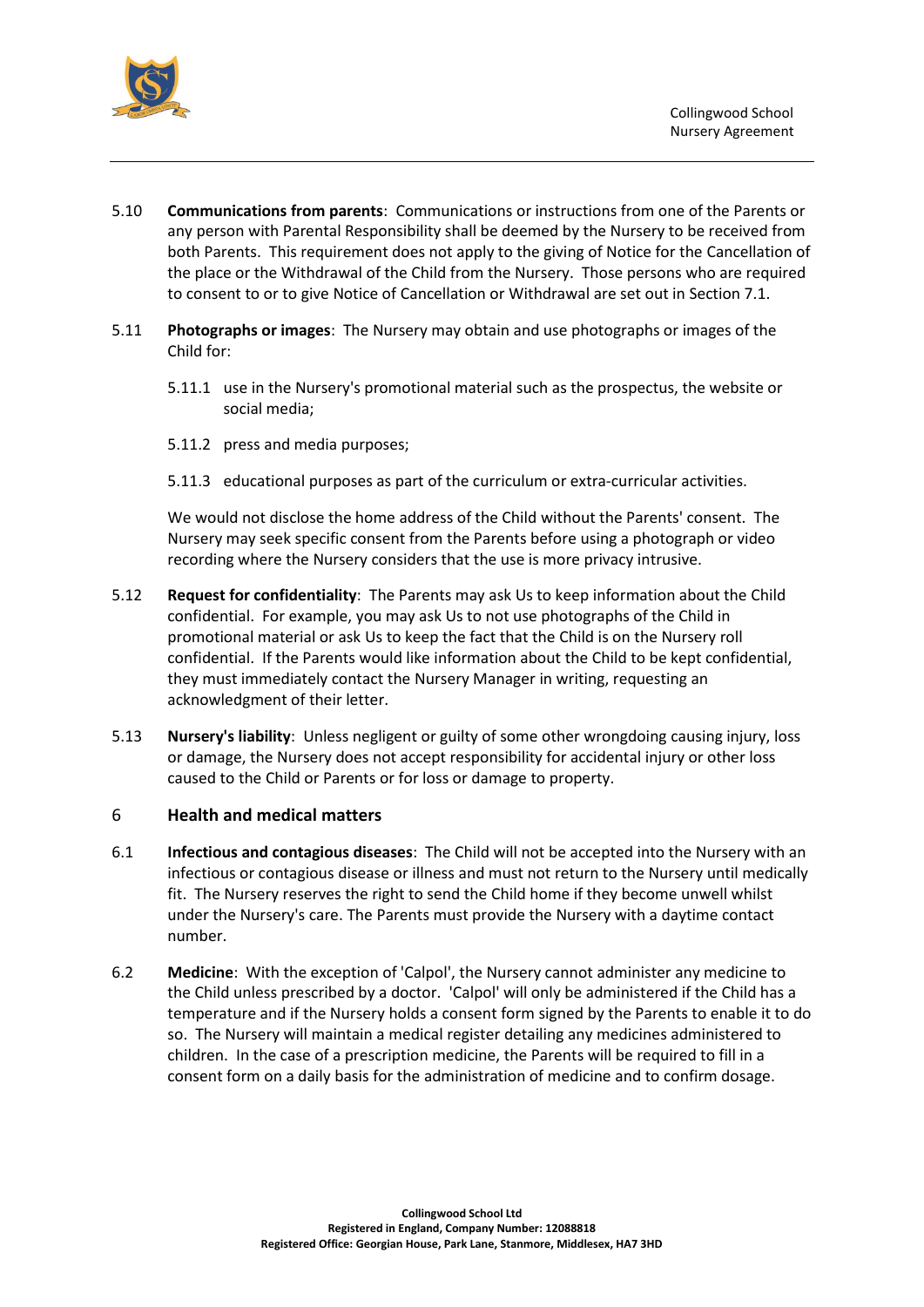5.10 **Communications from parents**: Communications or instructions from one of the Parents or any person with Parental Responsibility shall be deemed by the Nursery to be received from both Parents. This requirement does not apply to the giving of Notice for the Cancellation of the place or the Withdrawal of the Child from the Nursery. Those persons who are required to consent to or to give Notice of Cancellation or Withdrawal are set out in Section 7.1.

5.11 **Photographs or images**: The Nursery may obtain and use photographs or images of the Child for:

5.11.1 use in the Nursery's promotional material such as the prospectus, the website or social media;

5.11.2 press and media purposes;

5.11.3 educational purposes as part of the curriculum or extra-curricular activities.

We would not disclose the home address of the Child without the Parents' consent. The Nursery may seek specific consent from the Parents before using a photograph or video recording where the Nursery considers that the use is more privacy intrusive.

5.12 **Request for confidentiality**: The Parents may ask Us to keep information about the Child confidential. For example, you may ask Us to not use photographs of the Child in promotional material or ask Us to keep the fact that the Child is on the Nursery roll confidential. If the Parents would like information about the Child to be kept confidential, they must immediately contact the Nursery Manager in writing, requesting an acknowledgment of their letter.

5.13 **Nursery's liability**: Unless negligent or guilty of some other wrongdoing causing injury, loss or damage, the Nursery does not accept responsibility for accidental injury or other loss caused to the Child or Parents or for loss or damage to property.

## 6 Health and medical matters

6.1 **Infectious and contagious diseases**: The Child will not be accepted into the Nursery with an infectious or contagious disease or illness and must not return to the Nursery until medically fit. The Nursery reserves the right to send the Child home if they become unwell whilst under the Nursery's care. The Parents must provide the Nursery with a daytime contact number.

6.2 **Medicine**: With the exception of 'Calpol', the Nursery cannot administer any medicine to the Child unless prescribed by a doctor. 'Calpol' will only be administered if the Child has a temperature and if the Nursery holds a consent form signed by the Parents to enable it to do so. The Nursery will maintain a medical register detailing any medicines administered to children. In the case of a prescription medicine, the Parents will be required to fill in a consent form on a daily basis for the administration of medicine and to confirm dosage.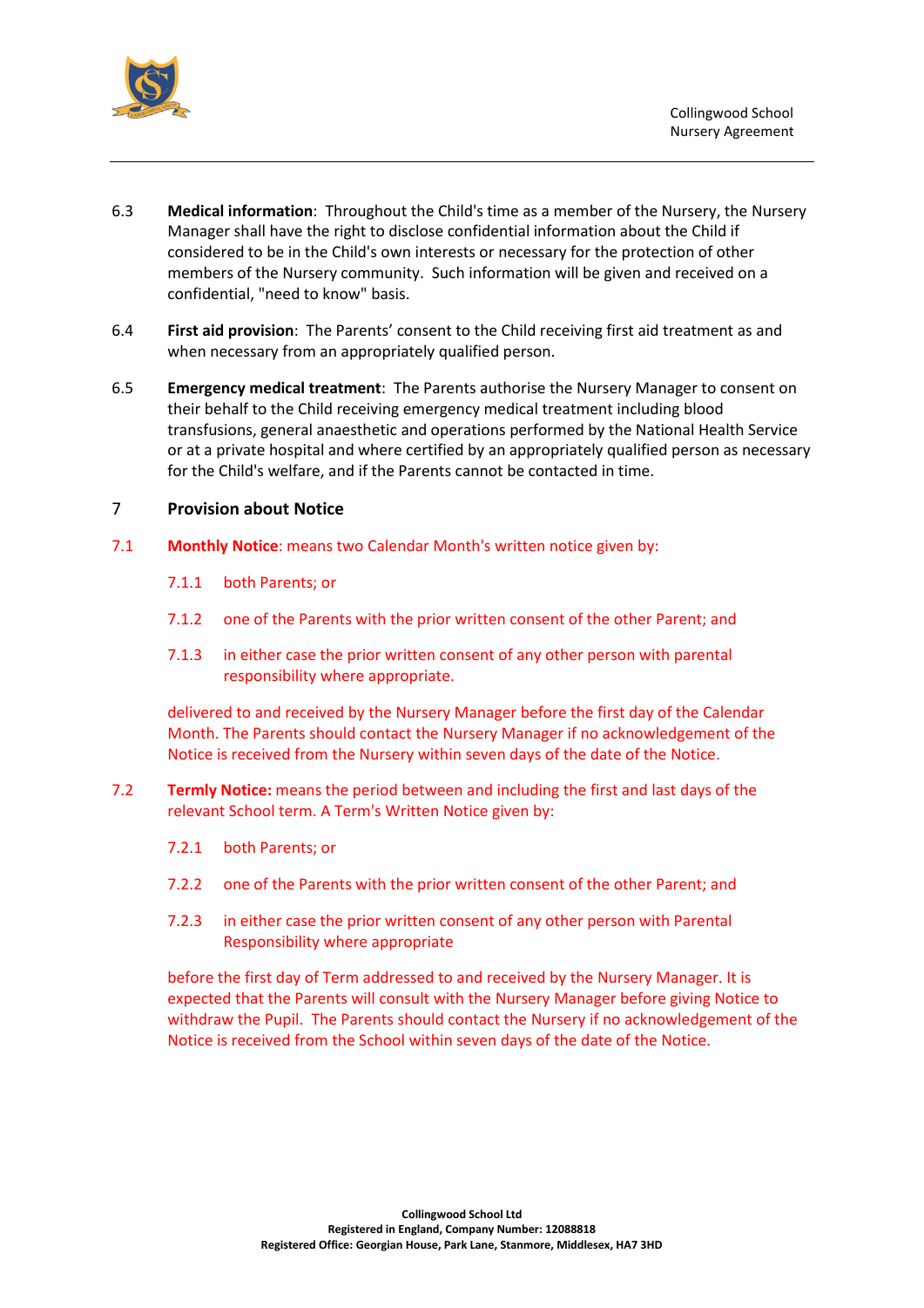6.3 **Medical information**: Throughout the Child's time as a member of the Nursery, the Nursery Manager shall have the right to disclose confidential information about the Child if considered to be in the Child's own interests or necessary for the protection of other members of the Nursery community. Such information will be given and received on a confidential, "need to know" basis.

6.4 **First aid provision**: The Parents' consent to the Child receiving first aid treatment as and when necessary from an appropriately qualified person.

6.5 **Emergency medical treatment**: The Parents authorise the Nursery Manager to consent on their behalf to the Child receiving emergency medical treatment including blood transfusions, general anaesthetic and operations performed by the National Health Service or at a private hospital and where certified by an appropriately qualified person as necessary for the Child's welfare, and if the Parents cannot be contacted in time.

## 7 Provision about Notice

7.1 **Monthly Notice**: means two Calendar Month's written notice given by:

7.1.1 both Parents; or

7.1.2 one of the Parents with the prior written consent of the other Parent; and

7.1.3 in either case the prior written consent of any other person with parental responsibility where appropriate.

delivered to and received by the Nursery Manager before the first day of the Calendar Month. The Parents should contact the Nursery Manager if no acknowledgement of the Notice is received from the Nursery within seven days of the date of the Notice.

7.2 **Termly Notice:** means the period between and including the first and last days of the relevant School term. A Term's Written Notice given by:

7.2.1 both Parents; or

7.2.2 one of the Parents with the prior written consent of the other Parent; and

7.2.3 in either case the prior written consent of any other person with Parental Responsibility where appropriate

before the first day of Term addressed to and received by the Nursery Manager. It is expected that the Parents will consult with the Nursery Manager before giving Notice to withdraw the Pupil. The Parents should contact the Nursery if no acknowledgement of the Notice is received from the School within seven days of the date of the Notice.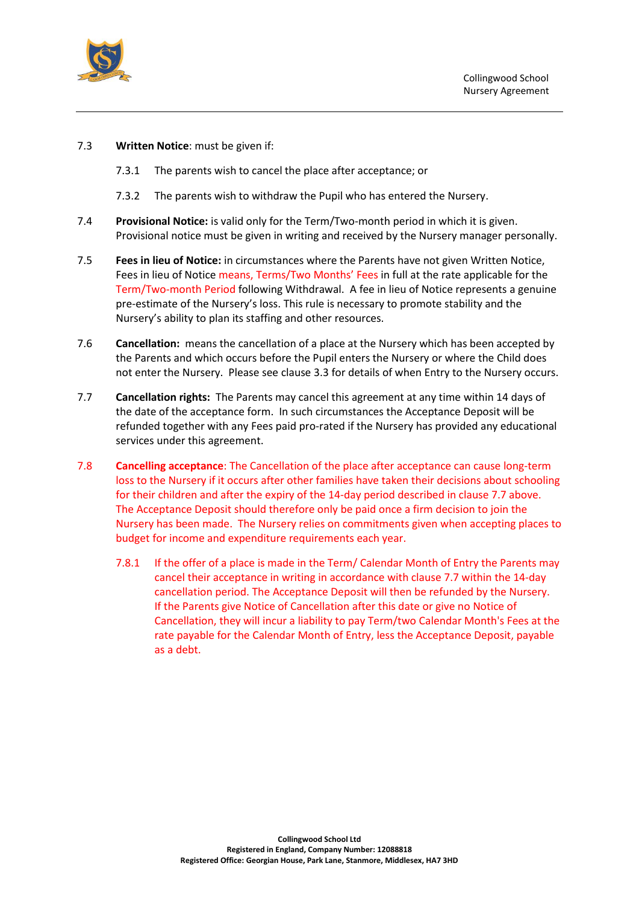7.3 **Written Notice**: must be given if:

7.3.1 The parents wish to cancel the place after acceptance; or

7.3.2 The parents wish to withdraw the Pupil who has entered the Nursery.

7.4 **Provisional Notice:** is valid only for the Term/Two-month period in which it is given. Provisional notice must be given in writing and received by the Nursery manager personally.

7.5 **Fees in lieu of Notice:** in circumstances where the Parents have not given Written Notice, Fees in lieu of Notice means, Terms/Two Months' Fees in full at the rate applicable for the Term/Two-month Period following Withdrawal. A fee in lieu of Notice represents a genuine pre-estimate of the Nursery's loss. This rule is necessary to promote stability and the Nursery's ability to plan its staffing and other resources.

7.6 **Cancellation:** means the cancellation of a place at the Nursery which has been accepted by the Parents and which occurs before the Pupil enters the Nursery or where the Child does not enter the Nursery. Please see clause 3.3 for details of when Entry to the Nursery occurs.

7.7 **Cancellation rights:** The Parents may cancel this agreement at any time within 14 days of the date of the acceptance form. In such circumstances the Acceptance Deposit will be refunded together with any Fees paid pro-rated if the Nursery has provided any educational services under this agreement.

7.8 **Cancelling acceptance**: The Cancellation of the place after acceptance can cause long-term loss to the Nursery if it occurs after other families have taken their decisions about schooling for their children and after the expiry of the 14-day period described in clause 7.7 above. The Acceptance Deposit should therefore only be paid once a firm decision to join the Nursery has been made. The Nursery relies on commitments given when accepting places to budget for income and expenditure requirements each year.

7.8.1 If the offer of a place is made in the Term/ Calendar Month of Entry the Parents may cancel their acceptance in writing in accordance with clause 7.7 within the 14-day cancellation period. The Acceptance Deposit will then be refunded by the Nursery. If the Parents give Notice of Cancellation after this date or give no Notice of Cancellation, they will incur a liability to pay Term/two Calendar Month's Fees at the rate payable for the Calendar Month of Entry, less the Acceptance Deposit, payable as a debt.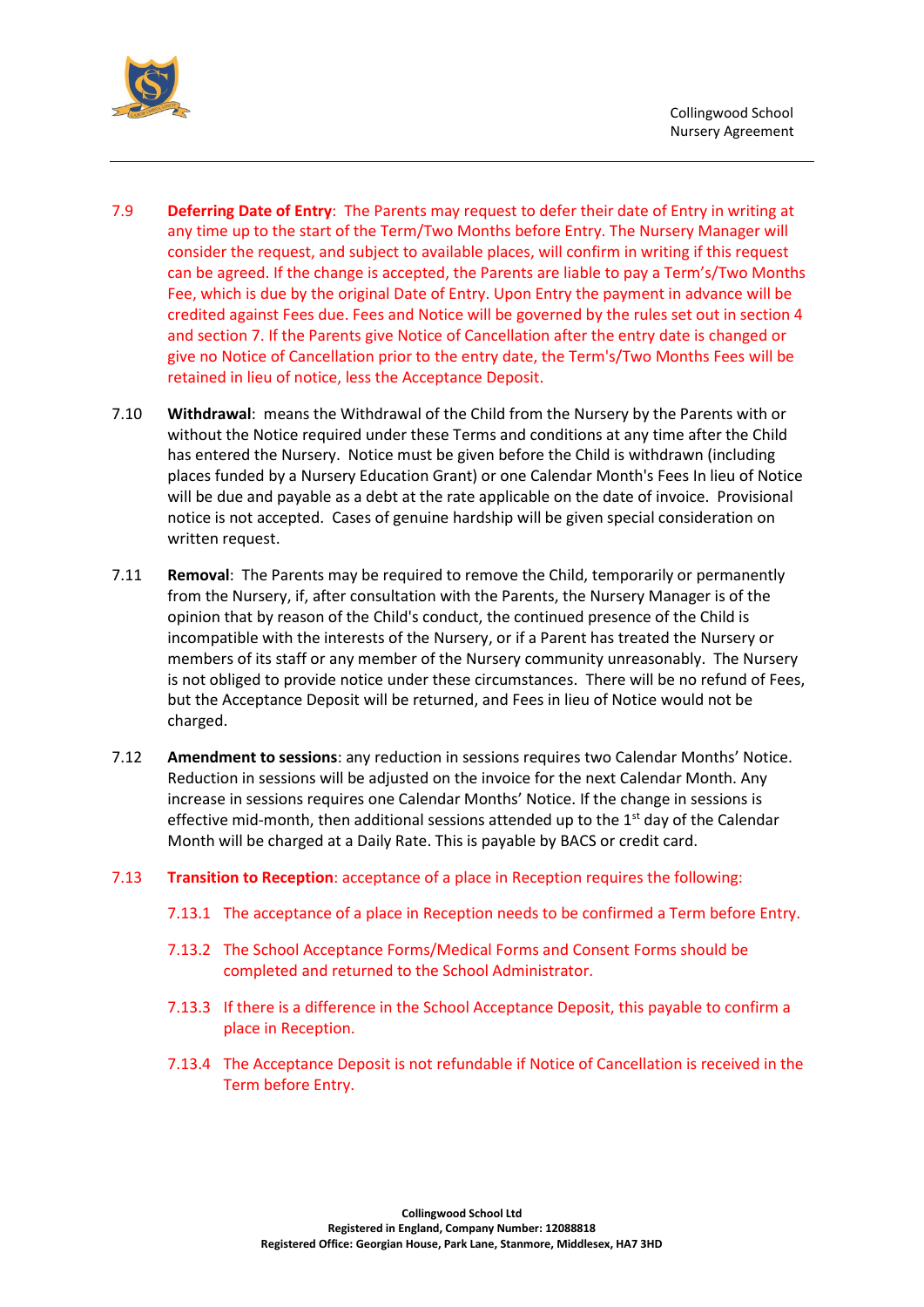7.9 **Deferring Date of Entry**: The Parents may request to defer their date of Entry in writing at any time up to the start of the Term/Two Months before Entry. The Nursery Manager will consider the request, and subject to available places, will confirm in writing if this request can be agreed. If the change is accepted, the Parents are liable to pay a Term's/Two Months Fee, which is due by the original Date of Entry. Upon Entry the payment in advance will be credited against Fees due. Fees and Notice will be governed by the rules set out in section 4 and section 7. If the Parents give Notice of Cancellation after the entry date is changed or give no Notice of Cancellation prior to the entry date, the Term's/Two Months Fees will be retained in lieu of notice, less the Acceptance Deposit.

7.10 **Withdrawal**: means the Withdrawal of the Child from the Nursery by the Parents with or without the Notice required under these Terms and conditions at any time after the Child has entered the Nursery. Notice must be given before the Child is withdrawn (including places funded by a Nursery Education Grant) or one Calendar Month's Fees In lieu of Notice will be due and payable as a debt at the rate applicable on the date of invoice. Provisional notice is not accepted. Cases of genuine hardship will be given special consideration on written request.

7.11 **Removal**: The Parents may be required to remove the Child, temporarily or permanently from the Nursery, if, after consultation with the Parents, the Nursery Manager is of the opinion that by reason of the Child's conduct, the continued presence of the Child is incompatible with the interests of the Nursery, or if a Parent has treated the Nursery or members of its staff or any member of the Nursery community unreasonably. The Nursery is not obliged to provide notice under these circumstances. There will be no refund of Fees, but the Acceptance Deposit will be returned, and Fees in lieu of Notice would not be charged.

7.12 **Amendment to sessions**: any reduction in sessions requires two Calendar Months' Notice. Reduction in sessions will be adjusted on the invoice for the next Calendar Month. Any increase in sessions requires one Calendar Months' Notice. If the change in sessions is effective mid-month, then additional sessions attended up to the 1st day of the Calendar Month will be charged at a Daily Rate. This is payable by BACS or credit card.

7.13 **Transition to Reception**: acceptance of a place in Reception requires the following:

7.13.1 The acceptance of a place in Reception needs to be confirmed a Term before Entry.

7.13.2 The School Acceptance Forms/Medical Forms and Consent Forms should be completed and returned to the School Administrator.

7.13.3 If there is a difference in the School Acceptance Deposit, this payable to confirm a place in Reception.

7.13.4 The Acceptance Deposit is not refundable if Notice of Cancellation is received in the Term before Entry.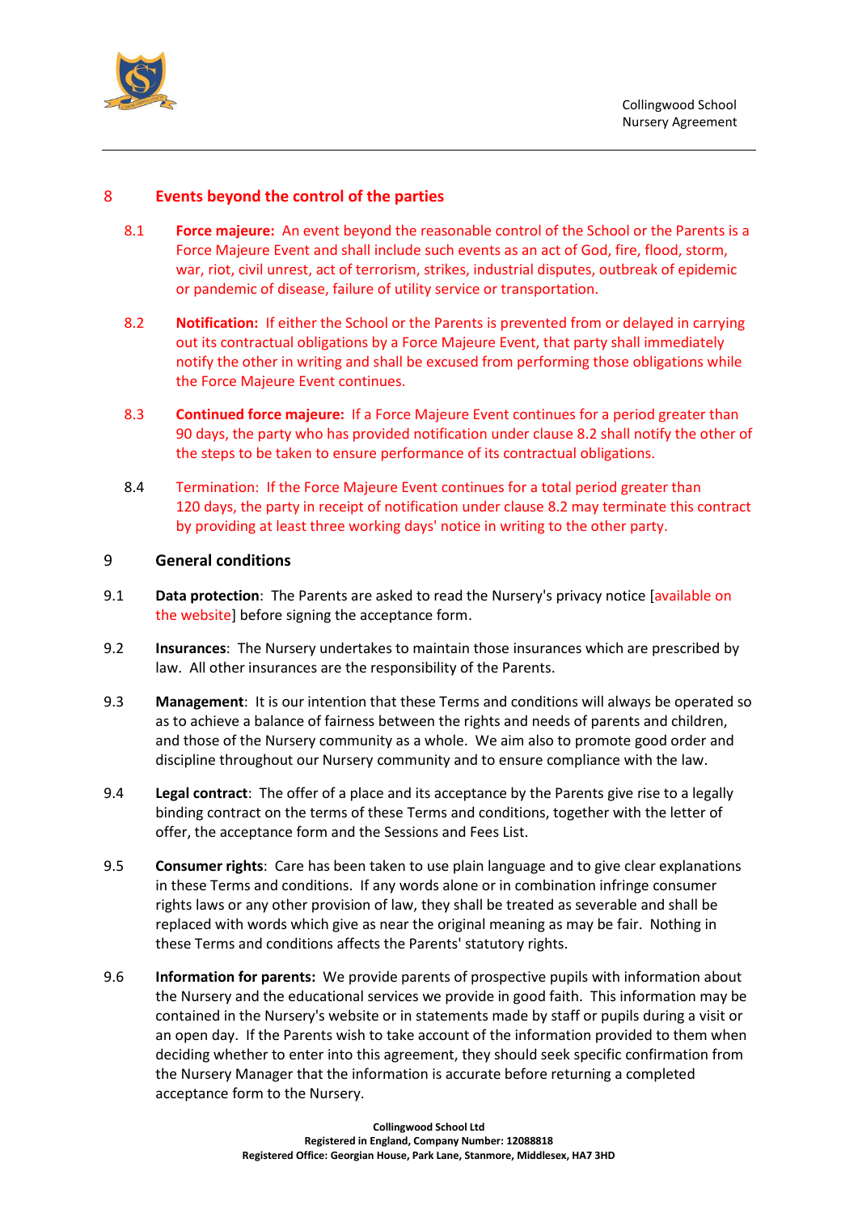## 8 Events beyond the control of the parties

8.1 **Force majeure:** An event beyond the reasonable control of the School or the Parents is a Force Majeure Event and shall include such events as an act of God, fire, flood, storm, war, riot, civil unrest, act of terrorism, strikes, industrial disputes, outbreak of epidemic or pandemic of disease, failure of utility service or transportation.

8.2 **Notification:** If either the School or the Parents is prevented from or delayed in carrying out its contractual obligations by a Force Majeure Event, that party shall immediately notify the other in writing and shall be excused from performing those obligations while the Force Majeure Event continues.

8.3 **Continued force majeure:** If a Force Majeure Event continues for a period greater than 90 days, the party who has provided notification under clause 8.2 shall notify the other of the steps to be taken to ensure performance of its contractual obligations.

8.4 Termination: If the Force Majeure Event continues for a total period greater than 120 days, the party in receipt of notification under clause 8.2 may terminate this contract by providing at least three working days' notice in writing to the other party.

## 9 General conditions

9.1 **Data protection**: The Parents are asked to read the Nursery's privacy notice [available on the website] before signing the acceptance form.

9.2 **Insurances**: The Nursery undertakes to maintain those insurances which are prescribed by law. All other insurances are the responsibility of the Parents.

9.3 **Management**: It is our intention that these Terms and conditions will always be operated so as to achieve a balance of fairness between the rights and needs of parents and children, and those of the Nursery community as a whole. We aim also to promote good order and discipline throughout our Nursery community and to ensure compliance with the law.

9.4 **Legal contract**: The offer of a place and its acceptance by the Parents give rise to a legally binding contract on the terms of these Terms and conditions, together with the letter of offer, the acceptance form and the Sessions and Fees List.

9.5 **Consumer rights**: Care has been taken to use plain language and to give clear explanations in these Terms and conditions. If any words alone or in combination infringe consumer rights laws or any other provision of law, they shall be treated as severable and shall be replaced with words which give as near the original meaning as may be fair. Nothing in these Terms and conditions affects the Parents' statutory rights.

9.6 **Information for parents:** We provide parents of prospective pupils with information about the Nursery and the educational services we provide in good faith. This information may be contained in the Nursery's website or in statements made by staff or pupils during a visit or an open day. If the Parents wish to take account of the information provided to them when deciding whether to enter into this agreement, they should seek specific confirmation from the Nursery Manager that the information is accurate before returning a completed acceptance form to the Nursery.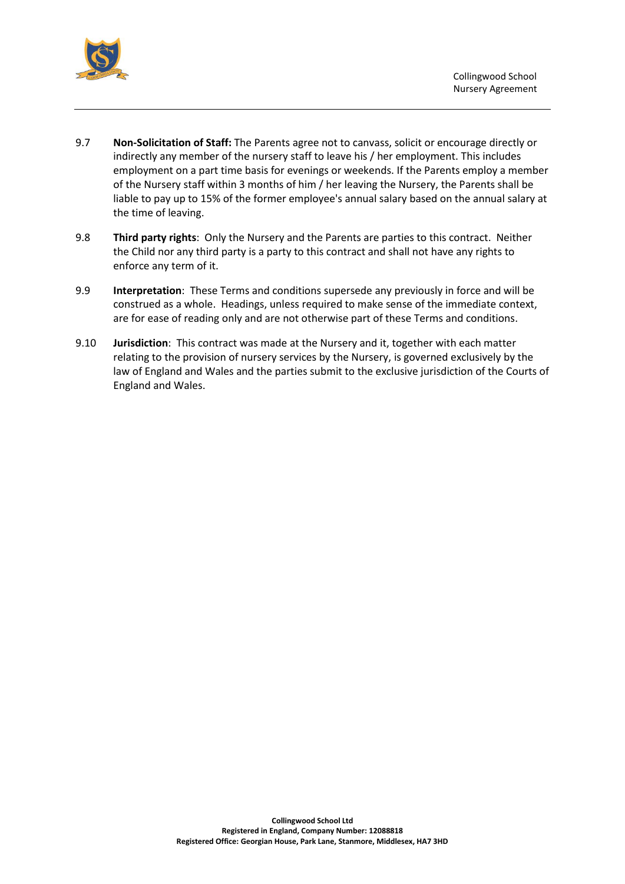9.7 **Non-Solicitation of Staff:** The Parents agree not to canvass, solicit or encourage directly or indirectly any member of the nursery staff to leave his / her employment. This includes employment on a part time basis for evenings or weekends. If the Parents employ a member of the Nursery staff within 3 months of him / her leaving the Nursery, the Parents shall be liable to pay up to 15% of the former employee's annual salary based on the annual salary at the time of leaving.

9.8 **Third party rights**: Only the Nursery and the Parents are parties to this contract. Neither the Child nor any third party is a party to this contract and shall not have any rights to enforce any term of it.

9.9 **Interpretation**: These Terms and conditions supersede any previously in force and will be construed as a whole. Headings, unless required to make sense of the immediate context, are for ease of reading only and are not otherwise part of these Terms and conditions.

9.10 **Jurisdiction**: This contract was made at the Nursery and it, together with each matter relating to the provision of nursery services by the Nursery, is governed exclusively by the law of England and Wales and the parties submit to the exclusive jurisdiction of the Courts of England and Wales.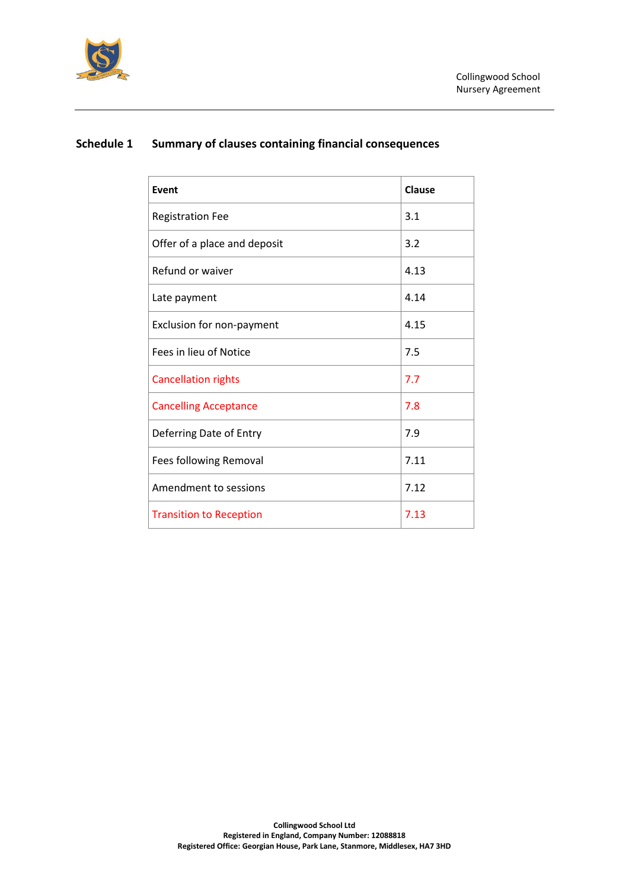## Schedule 1 Summary of clauses containing financial consequences

| Event | Clause |
|---|---|
| Registration Fee | 3.1 |
| Offer of a place and deposit | 3.2 |
| Refund or waiver | 4.13 |
| Late payment | 4.14 |
| Exclusion for non-payment | 4.15 |
| Fees in lieu of Notice | 7.5 |
| Cancellation rights | 7.7 |
| Cancelling Acceptance | 7.8 |
| Deferring Date of Entry | 7.9 |
| Fees following Removal | 7.11 |
| Amendment to sessions | 7.12 |
| Transition to Reception | 7.13 |

**Collingwood School Ltd**
**Registered in England, Company Number: 12088818**
**Registered Office: Georgian House, Park Lane, Stanmore, Middlesex, HA7 3HD**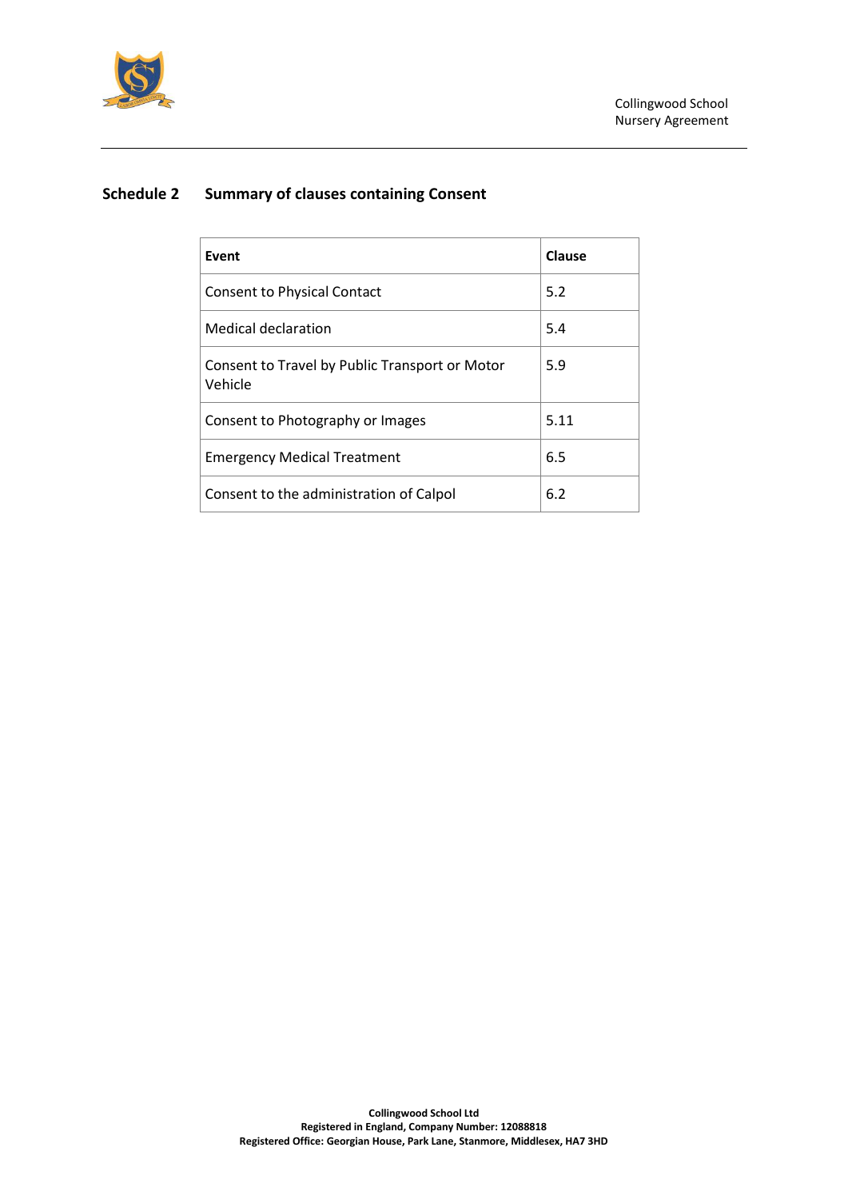## Schedule 2 Summary of clauses containing Consent

| Event | Clause |
|---|---|
| Consent to Physical Contact | 5.2 |
| Medical declaration | 5.4 |
| Consent to Travel by Public Transport or Motor Vehicle | 5.9 |
| Consent to Photography or Images | 5.11 |
| Emergency Medical Treatment | 6.5 |
| Consent to the administration of Calpol | 6.2 |

**Collingwood School Ltd**
**Registered in England, Company Number: 12088818**
**Registered Office: Georgian House, Park Lane, Stanmore, Middlesex, HA7 3HD**